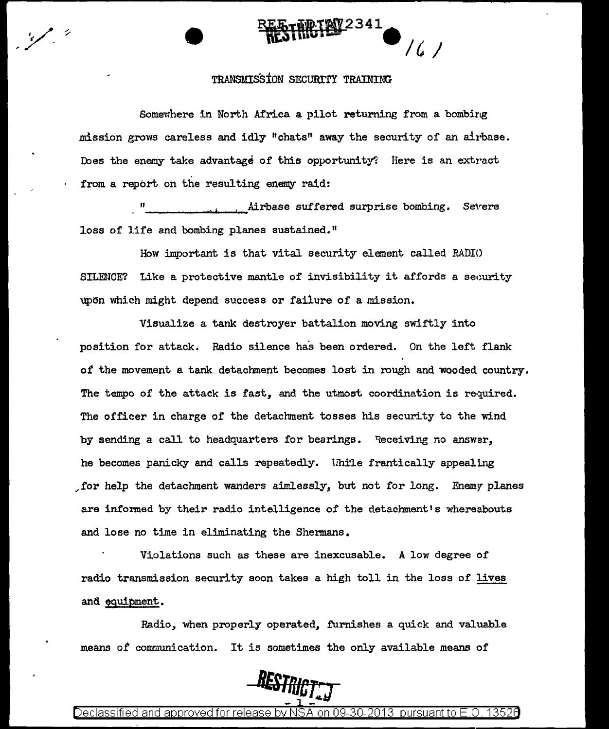# TRANSMISSION SECURITY TRAINING

Somewhere in North Africa a pilot returning from a bombing mission grows careless and idly "chats" away the security of an airbase. Does the enemy take advantage of this opportunity? Here is an extract from a report on the resulting enemy raid:

"_______________ Airbase suffered surprise bombing. Severe loss of life and bombing planes sustained."

How important is that vital security element called RADIO SILENCE? Like a protective mantle of invisibility it affords a security upon which might depend success or failure of a mission.

Visualize a tank destroyer battalion moving swiftly into position for attack. Radio silence has been ordered. On the left flank of the movement a tank detachment becomes lost in rough and wooded country. The tempo of the attack is fast, and the utmost coordination is required. The officer in charge of the detachment tosses his security to the wind by sending a call to headquarters for bearings. Receiving no answer, he becomes panicky and calls repeatedly. While frantically appealing for help the detachment wanders aimlessly, but not for long. Enemy planes are informed by their radio intelligence of the detachment's whereabouts and lose no time in eliminating the Shermans.

Violations such as these are inexcusable. A low degree of radio transmission security soon takes a high toll in the loss of lives and equipment.

Radio, when properly operated, furnishes a quick and valuable means of communication. It is sometimes the only available means of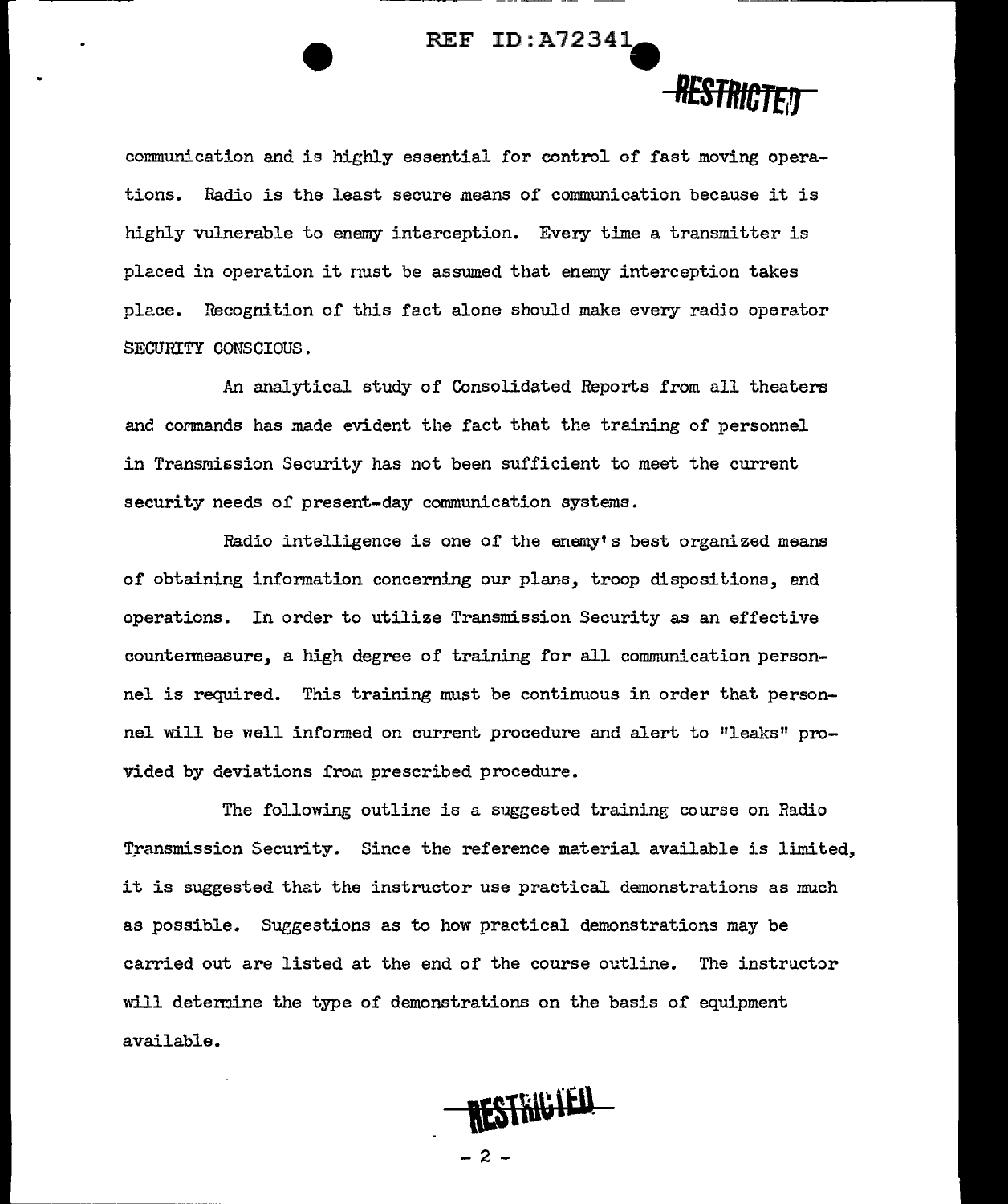communication and is highly essential for control of fast moving operations. Radio is the least secure means of communication because it is highly vulnerable to enemy interception. Every time a transmitter is placed in operation it must be assumed that enemy interception takes place. Recognition of this fact alone should make every radio operator SECURITY CONSCIOUS.

An analytical study of Consolidated Reports from all theaters and commands has made evident the fact that the training of personnel in Transmission Security has not been sufficient to meet the current security needs of present-day communication systems.

Radio intelligence is one of the enemy's best organized means of obtaining information concerning our plans, troop dispositions, and operations. In order to utilize Transmission Security as an effective countermeasure, a high degree of training for all communication personnel is required. This training must be continuous in order that personnel will be well informed on current procedure and alert to "leaks" provided by deviations from prescribed procedure.

The following outline is a suggested training course on Radio Transmission Security. Since the reference material available is limited, it is suggested that the instructor use practical demonstrations as much as possible. Suggestions as to how practical demonstrations may be carried out are listed at the end of the course outline. The instructor will determine the type of demonstrations on the basis of equipment available.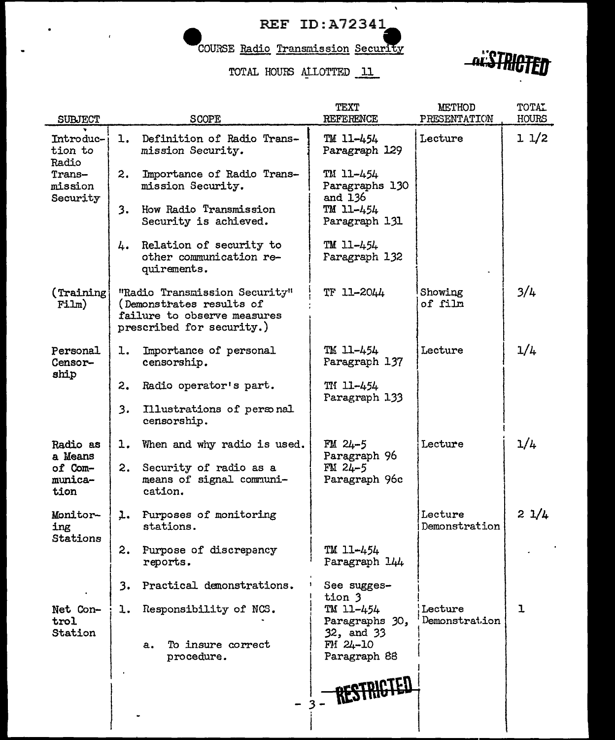REF ID:A72341

RESTRICTED

COURSE Radio Transmission Security

TOTAL HOURS ALLOTTED 11

| SUBJECT | SCOPE | TEXT REFERENCE | METHOD PRESENTATION | TOTAL HOURS |
|---|---|---|---|---|
| Introduction to Radio Transmission Security | 1. Definition of Radio Transmission Security. | TM 11-454 Paragraph 129 | Lecture | 1 1/2 |
| | 2. Importance of Radio Transmission Security. | TM 11-454 Paragraphs 130 and 136 | | |
| | 3. How Radio Transmission Security is achieved. | TM 11-454 Paragraph 131 | | |
| | 4. Relation of security to other communication requirements. | TM 11-454 Paragraph 132 | | |
| (Training Film) | "Radio Transmission Security" (Demonstrates results of failure to observe measures prescribed for security.) | TF 11-2044 | Showing of film | 3/4 |
| Personal Censorship | 1. Importance of personal censorship. | TM 11-454 Paragraph 137 | Lecture | 1/4 |
| | 2. Radio operator's part. | TM 11-454 Paragraph 133 | | |
| | 3. Illustrations of personal censorship. | | | |
| Radio as a Means of Communication | 1. When and why radio is used. | FM 24-5 Paragraph 96 | Lecture | 1/4 |
| | 2. Security of radio as a means of signal communication. | FM 24-5 Paragraph 96c | | |
| Monitoring Stations | 1. Purposes of monitoring stations. | | Lecture Demonstration | 2 1/4 |
| | 2. Purpose of discrepancy reports. | TM 11-454 Paragraph 144 | | |
| | 3. Practical demonstrations. | See suggestion 3 | | |
| Net Control Station | 1. Responsibility of NCS. | TM 11-454 Paragraphs 30, 32, and 33 | Lecture Demonstration | 1 |
| | a. To insure correct procedure. | FM 24-10 Paragraph 88 | | |

RESTRICTED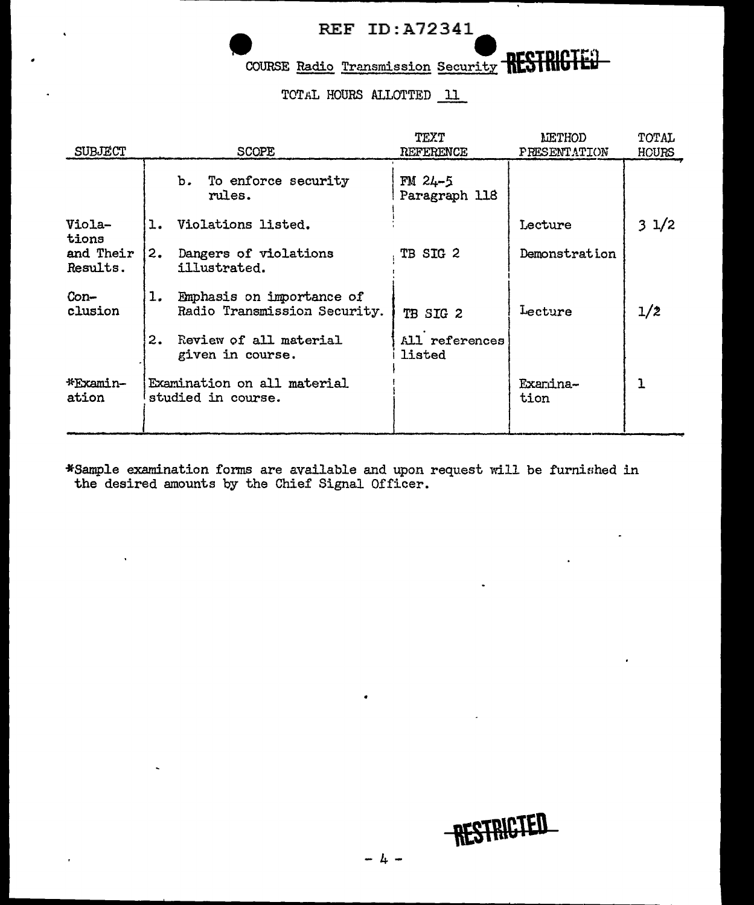REF ID:A72341

COURSE Radio Transmission Security RESTRICTED

TOTAL HOURS ALLOTTED 11

| SUBJECT | SCOPE | TEXT REFERENCE | METHOD PRESENTATION | TOTAL HOURS |
|---|---|---|---|---|
| | b. To enforce security rules. | FM 24-5 Paragraph 118 | | |
| Violations and Their Results. | 1. Violations listed. | | Lecture | 3 1/2 |
| | 2. Dangers of violations illustrated. | TB SIG 2 | Demonstration | |
| Conclusion | 1. Emphasis on importance of Radio Transmission Security. | TB SIG 2 | Lecture | 1/2 |
| | 2. Review of all material given in course. | All references listed | | |
| *Examination | Examination on all material studied in course. | | Examination | 1 |

*Sample examination forms are available and upon request will be furnished in the desired amounts by the Chief Signal Officer.

RESTRICTED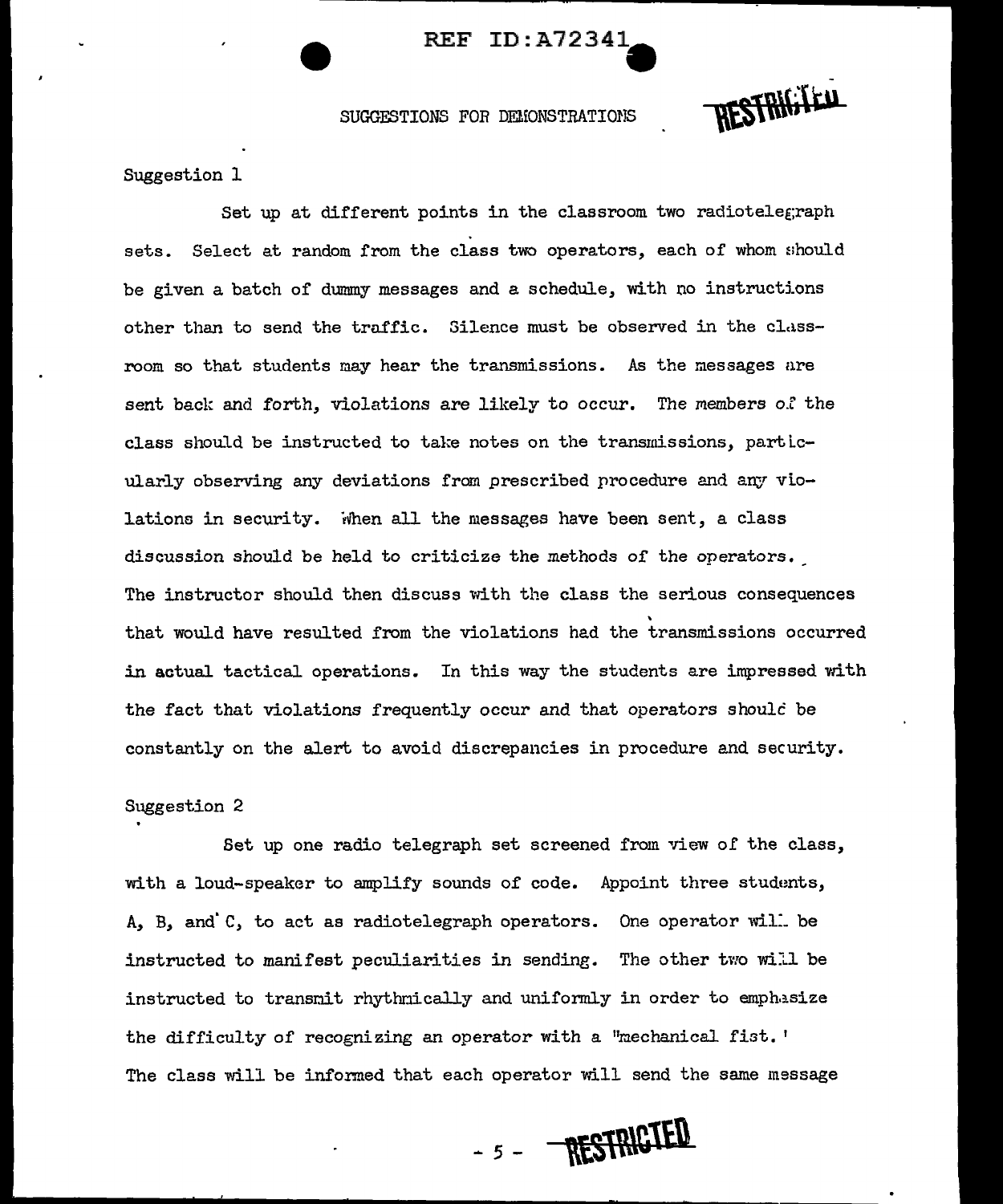## SUGGESTIONS FOR DEMONSTRATIONS

Suggestion 1

Set up at different points in the classroom two radiotelegraph sets. Select at random from the class two operators, each of whom should be given a batch of dummy messages and a schedule, with no instructions other than to send the traffic. Silence must be observed in the classroom so that students may hear the transmissions. As the messages are sent back and forth, violations are likely to occur. The members of the class should be instructed to take notes on the transmissions, particularly observing any deviations from prescribed procedure and any violations in security. When all the messages have been sent, a class discussion should be held to criticize the methods of the operators. The instructor should then discuss with the class the serious consequences that would have resulted from the violations had the transmissions occurred in actual tactical operations. In this way the students are impressed with the fact that violations frequently occur and that operators should be constantly on the alert to avoid discrepancies in procedure and security.

Suggestion 2

Set up one radio telegraph set screened from view of the class, with a loud-speaker to amplify sounds of code. Appoint three students, A, B, and C, to act as radiotelegraph operators. One operator will be instructed to manifest peculiarities in sending. The other two will be instructed to transmit rhythmically and uniformly in order to emphasize the difficulty of recognizing an operator with a "mechanical fist.' The class will be informed that each operator will send the same message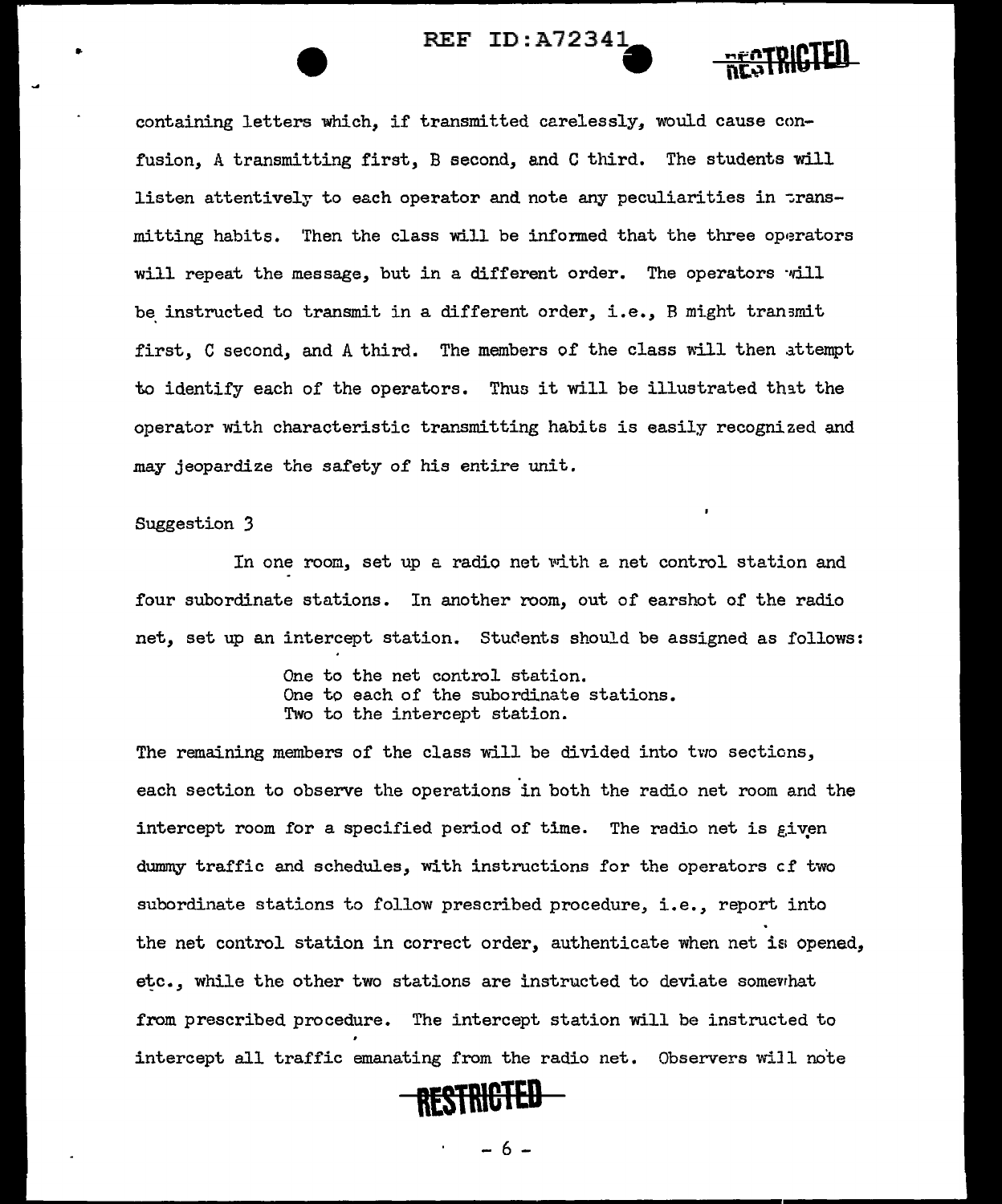containing letters which, if transmitted carelessly, would cause confusion, A transmitting first, B second, and C third. The students will listen attentively to each operator and note any peculiarities in transmitting habits. Then the class will be informed that the three operators will repeat the message, but in a different order. The operators will be instructed to transmit in a different order, i.e., B might transmit first, C second, and A third. The members of the class will then attempt to identify each of the operators. Thus it will be illustrated that the operator with characteristic transmitting habits is easily recognized and may jeopardize the safety of his entire unit.

Suggestion 3

In one room, set up a radio net with a net control station and four subordinate stations. In another room, out of earshot of the radio net, set up an intercept station. Students should be assigned as follows:

> One to the net control station.
> One to each of the subordinate stations.
> Two to the intercept station.

The remaining members of the class will be divided into two sections, each section to observe the operations in both the radio net room and the intercept room for a specified period of time. The radio net is given dummy traffic and schedules, with instructions for the operators of two subordinate stations to follow prescribed procedure, i.e., report into the net control station in correct order, authenticate when net is opened, etc., while the other two stations are instructed to deviate somewhat from prescribed procedure. The intercept station will be instructed to intercept all traffic emanating from the radio net. Observers will note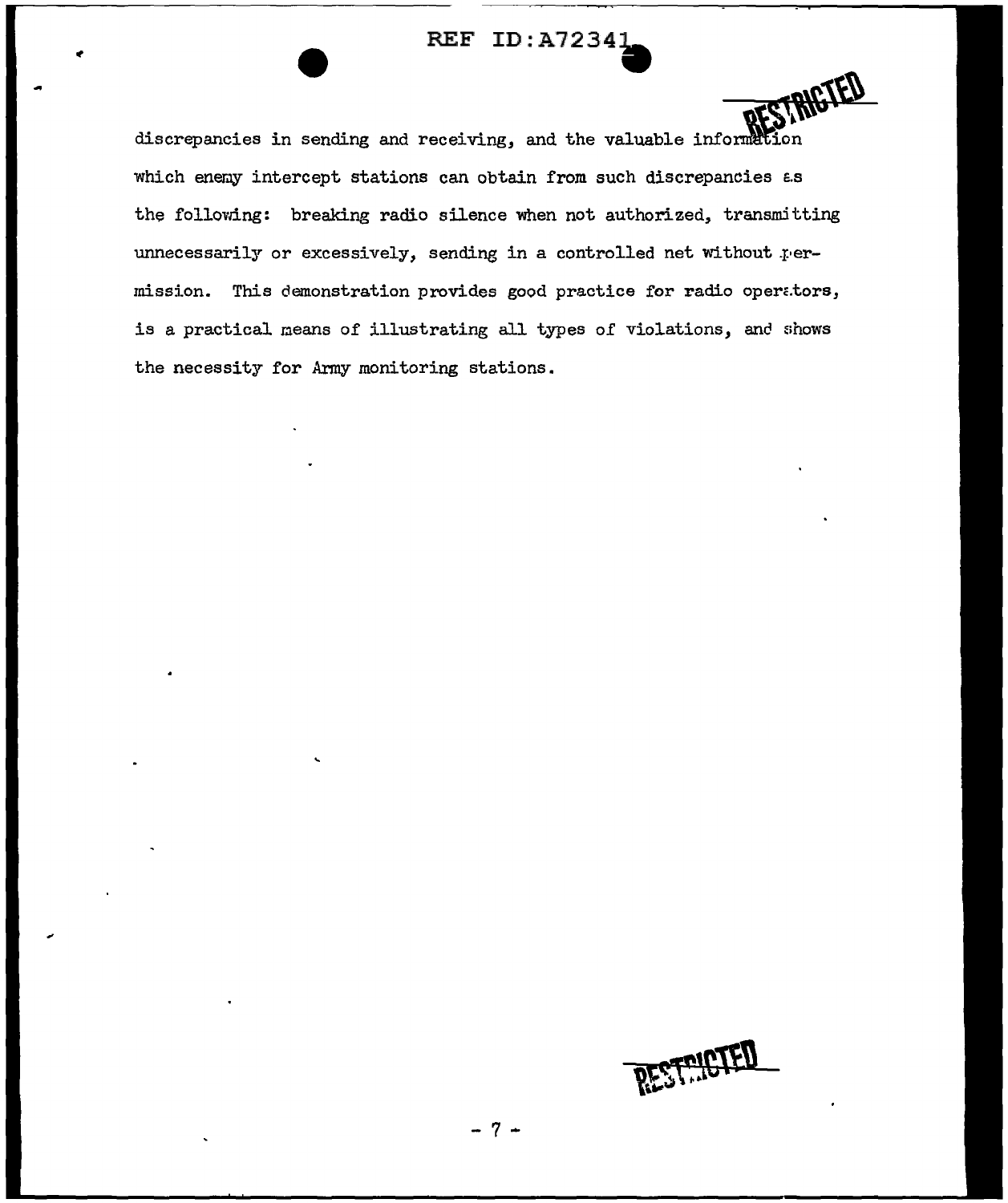discrepancies in sending and receiving, and the valuable information which enemy intercept stations can obtain from such discrepancies as the following: breaking radio silence when not authorized, transmitting unnecessarily or excessively, sending in a controlled net without permission. This demonstration provides good practice for radio operators, is a practical means of illustrating all types of violations, and shows the necessity for Army monitoring stations.